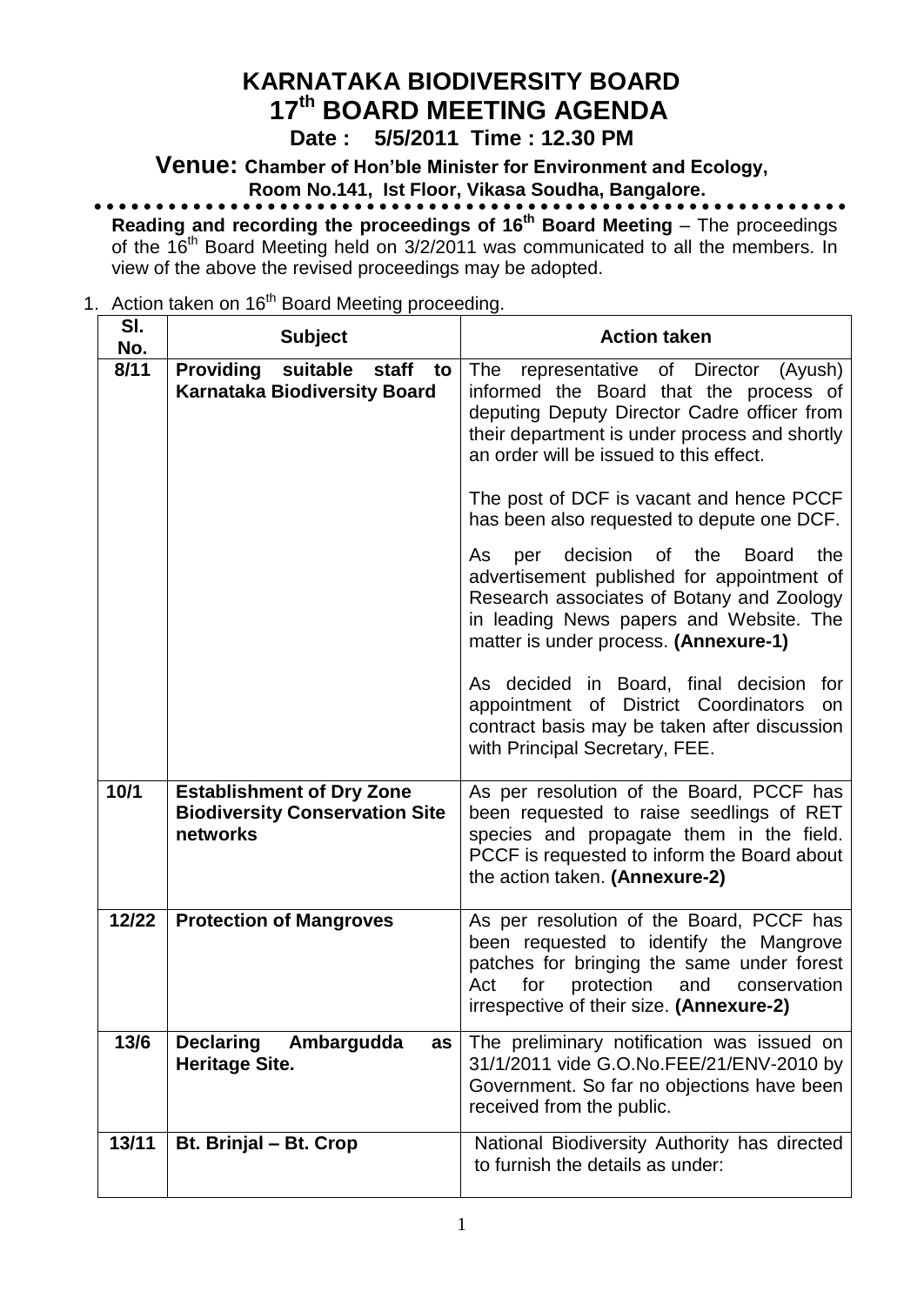# KARNATAKA BIODIVERSITY BOARD
## 17th BOARD MEETING AGENDA

**Date : 5/5/2011 Time : 12.30 PM**

**Venue: Chamber of Hon'ble Minister for Environment and Ecology, Room No.141, Ist Floor, Vikasa Soudha, Bangalore.**

**Reading and recording the proceedings of 16th Board Meeting** – The proceedings of the 16th Board Meeting held on 3/2/2011 was communicated to all the members. In view of the above the revised proceedings may be adopted.

1. Action taken on 16th Board Meeting proceeding.

| Sl. No. | Subject | Action taken |
|---|---|---|
| **8/11** | **Providing suitable staff to Karnataka Biodiversity Board** | The representative of Director (Ayush) informed the Board that the process of deputing Deputy Director Cadre officer from their department is under process and shortly an order will be issued to this effect.<br><br>The post of DCF is vacant and hence PCCF has been also requested to depute one DCF.<br><br>As per decision of the Board the advertisement published for appointment of Research associates of Botany and Zoology in leading News papers and Website. The matter is under process. **(Annexure-1)**<br><br>As decided in Board, final decision for appointment of District Coordinators on contract basis may be taken after discussion with Principal Secretary, FEE. |
| **10/1** | **Establishment of Dry Zone Biodiversity Conservation Site networks** | As per resolution of the Board, PCCF has been requested to raise seedlings of RET species and propagate them in the field. PCCF is requested to inform the Board about the action taken. **(Annexure-2)** |
| **12/22** | **Protection of Mangroves** | As per resolution of the Board, PCCF has been requested to identify the Mangrove patches for bringing the same under forest Act for protection and conservation irrespective of their size. **(Annexure-2)** |
| **13/6** | **Declaring Ambargudda as Heritage Site.** | The preliminary notification was issued on 31/1/2011 vide G.O.No.FEE/21/ENV-2010 by Government. So far no objections have been received from the public. |
| **13/11** | **Bt. Brinjal – Bt. Crop** | National Biodiversity Authority has directed to furnish the details as under: |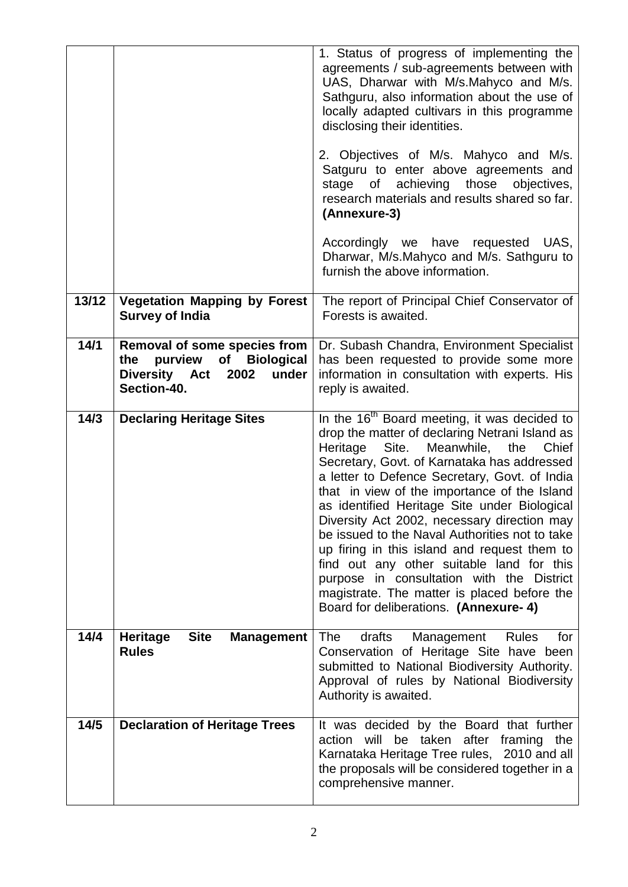| | | |
|---|---|---|
| | | 1. Status of progress of implementing the agreements / sub-agreements between with UAS, Dharwar with M/s.Mahyco and M/s. Sathguru, also information about the use of locally adapted cultivars in this programme disclosing their identities.<br><br>2. Objectives of M/s. Mahyco and M/s. Satguru to enter above agreements and stage of achieving those objectives, research materials and results shared so far. **(Annexure-3)**<br><br>Accordingly we have requested UAS, Dharwar, M/s.Mahyco and M/s. Sathguru to furnish the above information. |
| **13/12** | **Vegetation Mapping by Forest Survey of India** | The report of Principal Chief Conservator of Forests is awaited. |
| **14/1** | **Removal of some species from the purview of Biological Diversity Act 2002 under Section-40.** | Dr. Subash Chandra, Environment Specialist has been requested to provide some more information in consultation with experts. His reply is awaited. |
| **14/3** | **Declaring Heritage Sites** | In the 16th Board meeting, it was decided to drop the matter of declaring Netrani Island as Heritage Site. Meanwhile, the Chief Secretary, Govt. of Karnataka has addressed a letter to Defence Secretary, Govt. of India that in view of the importance of the Island as identified Heritage Site under Biological Diversity Act 2002, necessary direction may be issued to the Naval Authorities not to take up firing in this island and request them to find out any other suitable land for this purpose in consultation with the District magistrate. The matter is placed before the Board for deliberations. **(Annexure- 4)** |
| **14/4** | **Heritage Site Management Rules** | The drafts Management Rules for Conservation of Heritage Site have been submitted to National Biodiversity Authority. Approval of rules by National Biodiversity Authority is awaited. |
| **14/5** | **Declaration of Heritage Trees** | It was decided by the Board that further action will be taken after framing the Karnataka Heritage Tree rules, 2010 and all the proposals will be considered together in a comprehensive manner. |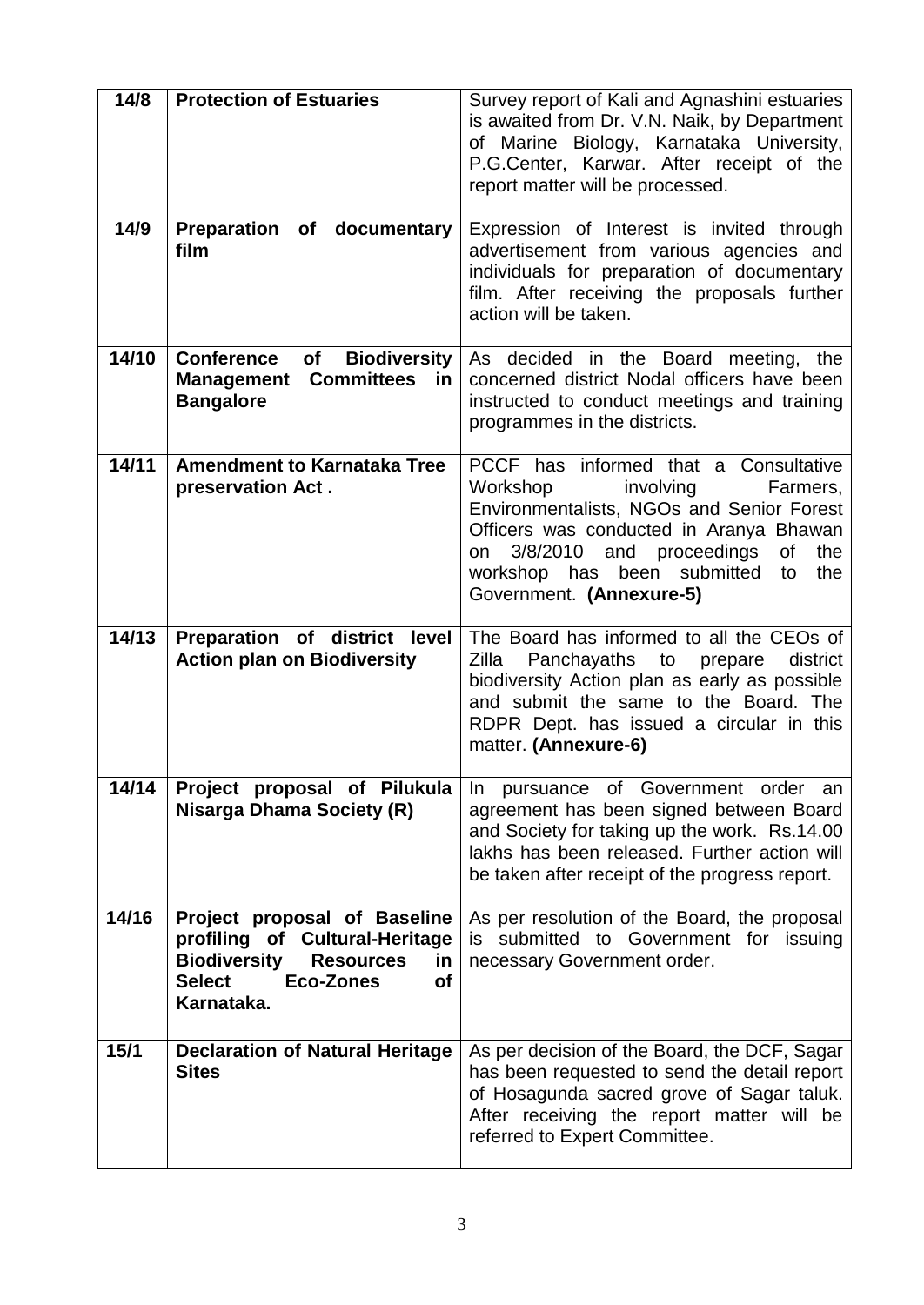| 14/8 | **Protection of Estuaries** | Survey report of Kali and Agnashini estuaries is awaited from Dr. V.N. Naik, by Department of Marine Biology, Karnataka University, P.G.Center, Karwar. After receipt of the report matter will be processed. |
|---|---|---|
| 14/9 | **Preparation of documentary film** | Expression of Interest is invited through advertisement from various agencies and individuals for preparation of documentary film. After receiving the proposals further action will be taken. |
| 14/10 | **Conference of Biodiversity Management Committees in Bangalore** | As decided in the Board meeting, the concerned district Nodal officers have been instructed to conduct meetings and training programmes in the districts. |
| 14/11 | **Amendment to Karnataka Tree preservation Act .** | PCCF has informed that a Consultative Workshop involving Farmers, Environmentalists, NGOs and Senior Forest Officers was conducted in Aranya Bhawan on 3/8/2010 and proceedings of the workshop has been submitted to the Government. **(Annexure-5)** |
| 14/13 | **Preparation of district level Action plan on Biodiversity** | The Board has informed to all the CEOs of Zilla Panchayaths to prepare district biodiversity Action plan as early as possible and submit the same to the Board. The RDPR Dept. has issued a circular in this matter. **(Annexure-6)** |
| 14/14 | **Project proposal of Pilukula Nisarga Dhama Society (R)** | In pursuance of Government order an agreement has been signed between Board and Society for taking up the work. Rs.14.00 lakhs has been released. Further action will be taken after receipt of the progress report. |
| 14/16 | **Project proposal of Baseline profiling of Cultural-Heritage Biodiversity Resources in Select Eco-Zones of Karnataka.** | As per resolution of the Board, the proposal is submitted to Government for issuing necessary Government order. |
| 15/1 | **Declaration of Natural Heritage Sites** | As per decision of the Board, the DCF, Sagar has been requested to send the detail report of Hosagunda sacred grove of Sagar taluk. After receiving the report matter will be referred to Expert Committee. |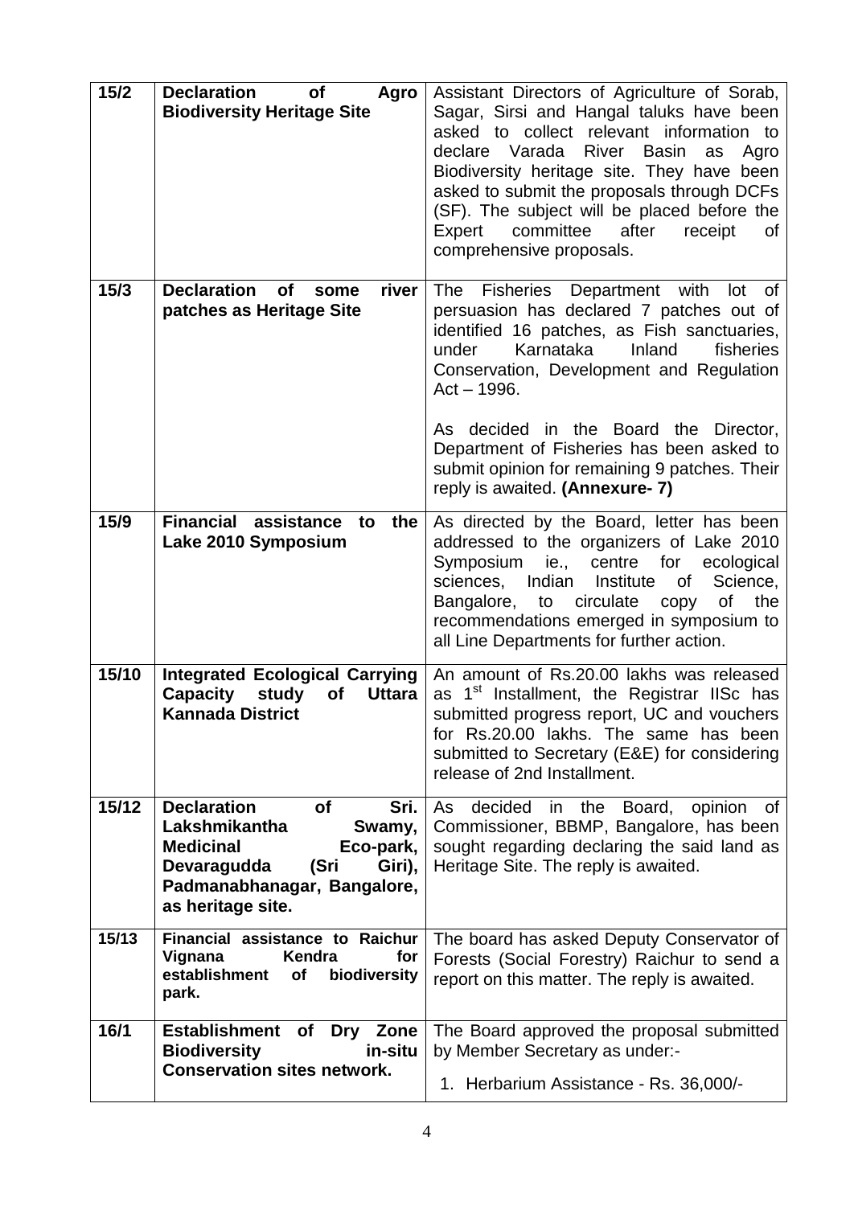| | | |
|---|---|---|
| **15/2** | **Declaration of Agro Biodiversity Heritage Site** | Assistant Directors of Agriculture of Sorab, Sagar, Sirsi and Hangal taluks have been asked to collect relevant information to declare Varada River Basin as Agro Biodiversity heritage site. They have been asked to submit the proposals through DCFs (SF). The subject will be placed before the Expert committee after receipt of comprehensive proposals. |
| **15/3** | **Declaration of some river patches as Heritage Site** | The Fisheries Department with lot of persuasion has declared 7 patches out of identified 16 patches, as Fish sanctuaries, under Karnataka Inland fisheries Conservation, Development and Regulation Act – 1996.<br><br>As decided in the Board the Director, Department of Fisheries has been asked to submit opinion for remaining 9 patches. Their reply is awaited. **(Annexure- 7)** |
| **15/9** | **Financial assistance to the Lake 2010 Symposium** | As directed by the Board, letter has been addressed to the organizers of Lake 2010 Symposium ie., centre for ecological sciences, Indian Institute of Science, Bangalore, to circulate copy of the recommendations emerged in symposium to all Line Departments for further action. |
| **15/10** | **Integrated Ecological Carrying Capacity study of Uttara Kannada District** | An amount of Rs.20.00 lakhs was released as 1st Installment, the Registrar IISc has submitted progress report, UC and vouchers for Rs.20.00 lakhs. The same has been submitted to Secretary (E&E) for considering release of 2nd Installment. |
| **15/12** | **Declaration of Sri. Lakshmikantha Swamy, Medicinal Eco-park, Devaragudda (Sri Giri), Padmanabhanagar, Bangalore, as heritage site.** | As decided in the Board, opinion of Commissioner, BBMP, Bangalore, has been sought regarding declaring the said land as Heritage Site. The reply is awaited. |
| **15/13** | **Financial assistance to Raichur Vignana Kendra for establishment of biodiversity park.** | The board has asked Deputy Conservator of Forests (Social Forestry) Raichur to send a report on this matter. The reply is awaited. |
| **16/1** | **Establishment of Dry Zone Biodiversity in-situ Conservation sites network.** | The Board approved the proposal submitted by Member Secretary as under:-<br><br>1. Herbarium Assistance - Rs. 36,000/- |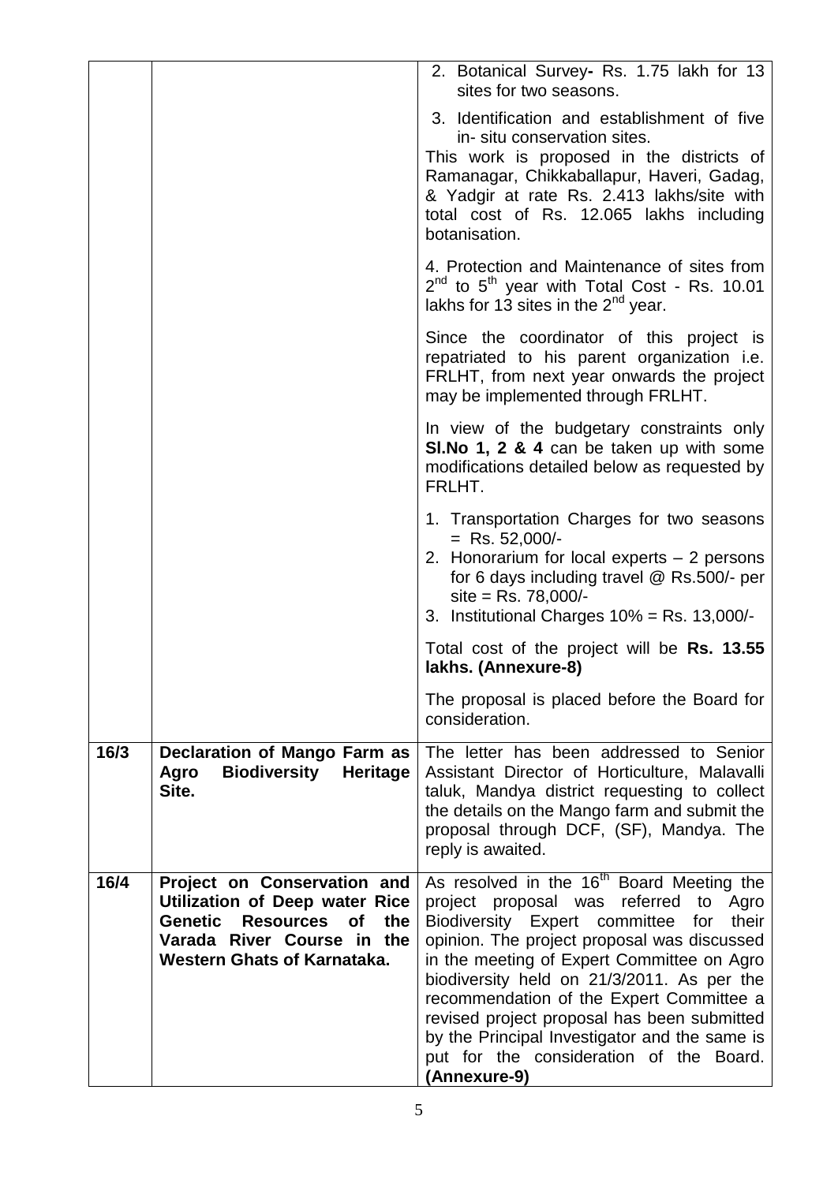| | | |
|---|---|---|
| | | 2. Botanical Survey- Rs. 1.75 lakh for 13 sites for two seasons.<br><br>3. Identification and establishment of five in- situ conservation sites.<br>This work is proposed in the districts of Ramanagar, Chikkaballapur, Haveri, Gadag, & Yadgir at rate Rs. 2.413 lakhs/site with total cost of Rs. 12.065 lakhs including botanisation.<br><br>4. Protection and Maintenance of sites from 2nd to 5th year with Total Cost - Rs. 10.01 lakhs for 13 sites in the 2nd year.<br><br>Since the coordinator of this project is repatriated to his parent organization i.e. FRLHT, from next year onwards the project may be implemented through FRLHT.<br><br>In view of the budgetary constraints only **Sl.No 1, 2 & 4** can be taken up with some modifications detailed below as requested by FRLHT.<br><br>1. Transportation Charges for two seasons = Rs. 52,000/-<br>2. Honorarium for local experts – 2 persons for 6 days including travel @ Rs.500/- per site = Rs. 78,000/-<br>3. Institutional Charges 10% = Rs. 13,000/-<br><br>Total cost of the project will be **Rs. 13.55 lakhs. (Annexure-8)**<br><br>The proposal is placed before the Board for consideration. |
| **16/3** | **Declaration of Mango Farm as Agro Biodiversity Heritage Site.** | The letter has been addressed to Senior Assistant Director of Horticulture, Malavalli taluk, Mandya district requesting to collect the details on the Mango farm and submit the proposal through DCF, (SF), Mandya. The reply is awaited. |
| **16/4** | **Project on Conservation and Utilization of Deep water Rice Genetic Resources of the Varada River Course in the Western Ghats of Karnataka.** | As resolved in the 16th Board Meeting the project proposal was referred to Agro Biodiversity Expert committee for their opinion. The project proposal was discussed in the meeting of Expert Committee on Agro biodiversity held on 21/3/2011. As per the recommendation of the Expert Committee a revised project proposal has been submitted by the Principal Investigator and the same is put for the consideration of the Board. **(Annexure-9)** |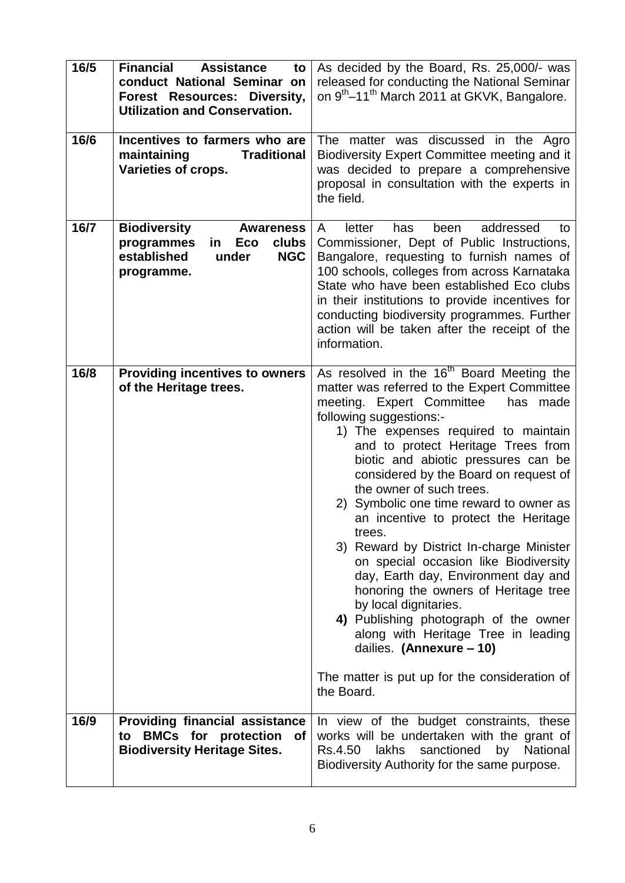| | | |
|---|---|---|
| 16/5 | **Financial Assistance to conduct National Seminar on Forest Resources: Diversity, Utilization and Conservation.** | As decided by the Board, Rs. 25,000/- was released for conducting the National Seminar on 9th–11th March 2011 at GKVK, Bangalore. |
| 16/6 | **Incentives to farmers who are maintaining Traditional Varieties of crops.** | The matter was discussed in the Agro Biodiversity Expert Committee meeting and it was decided to prepare a comprehensive proposal in consultation with the experts in the field. |
| 16/7 | **Biodiversity Awareness programmes in Eco clubs established under NGC programme.** | A letter has been addressed to Commissioner, Dept of Public Instructions, Bangalore, requesting to furnish names of 100 schools, colleges from across Karnataka State who have been established Eco clubs in their institutions to provide incentives for conducting biodiversity programmes. Further action will be taken after the receipt of the information. |
| 16/8 | **Providing incentives to owners of the Heritage trees.** | As resolved in the 16th Board Meeting the matter was referred to the Expert Committee meeting. Expert Committee has made following suggestions:- <br>1) The expenses required to maintain and to protect Heritage Trees from biotic and abiotic pressures can be considered by the Board on request of the owner of such trees. <br>2) Symbolic one time reward to owner as an incentive to protect the Heritage trees. <br>3) Reward by District In-charge Minister on special occasion like Biodiversity day, Earth day, Environment day and honoring the owners of Heritage tree by local dignitaries. <br>**4)** Publishing photograph of the owner along with Heritage Tree in leading dailies. **(Annexure – 10)** <br><br>The matter is put up for the consideration of the Board. |
| 16/9 | **Providing financial assistance to BMCs for protection of Biodiversity Heritage Sites.** | In view of the budget constraints, these works will be undertaken with the grant of Rs.4.50 lakhs sanctioned by National Biodiversity Authority for the same purpose. |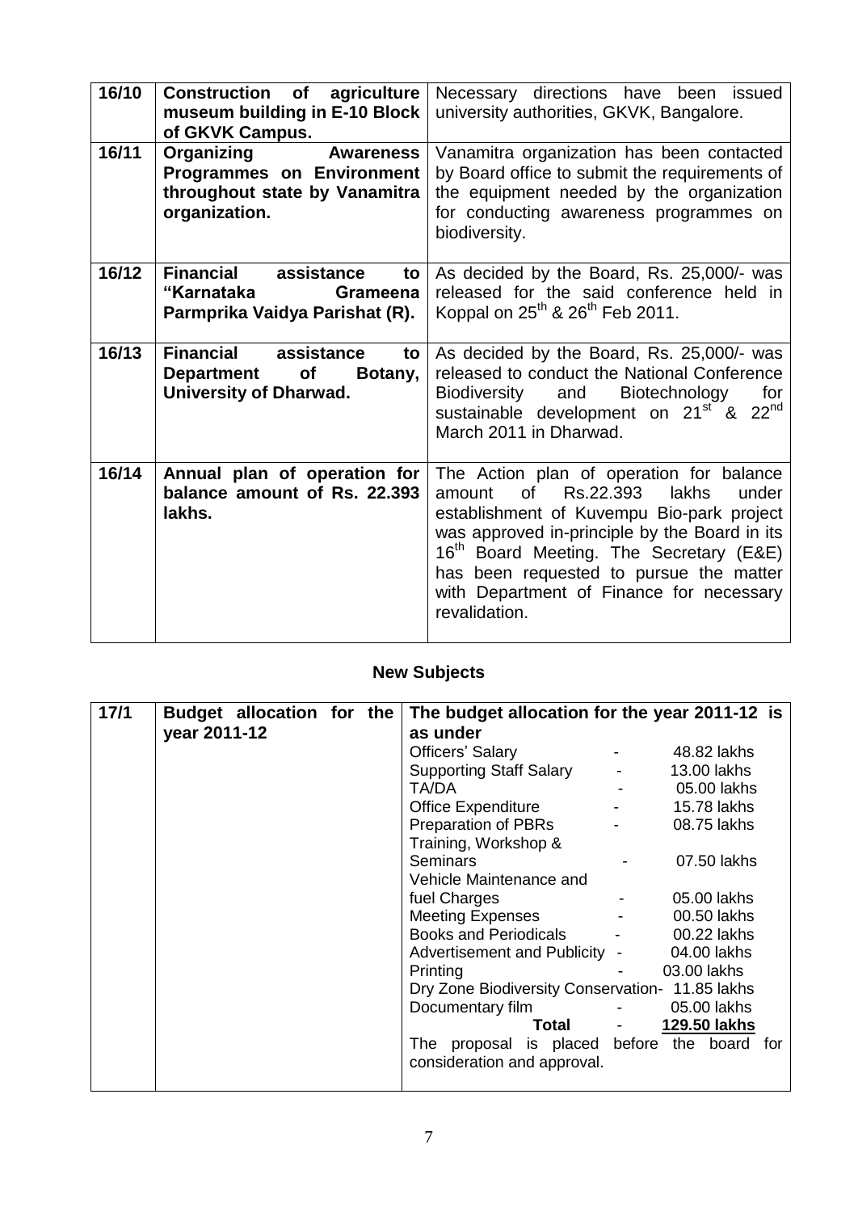| | | |
|---|---|---|
| **16/10** | **Construction of agriculture museum building in E-10 Block of GKVK Campus.** | Necessary directions have been issued university authorities, GKVK, Bangalore. |
| **16/11** | **Organizing Awareness Programmes on Environment throughout state by Vanamitra organization.** | Vanamitra organization has been contacted by Board office to submit the requirements of the equipment needed by the organization for conducting awareness programmes on biodiversity. |
| **16/12** | **Financial assistance to "Karnataka Grameena Parmprika Vaidya Parishat (R).** | As decided by the Board, Rs. 25,000/- was released for the said conference held in Koppal on 25th & 26th Feb 2011. |
| **16/13** | **Financial assistance to Department of Botany, University of Dharwad.** | As decided by the Board, Rs. 25,000/- was released to conduct the National Conference Biodiversity and Biotechnology for sustainable development on 21st & 22nd March 2011 in Dharwad. |
| **16/14** | **Annual plan of operation for balance amount of Rs. 22.393 lakhs.** | The Action plan of operation for balance amount of Rs.22.393 lakhs under establishment of Kuvempu Bio-park project was approved in-principle by the Board in its 16th Board Meeting. The Secretary (E&E) has been requested to pursue the matter with Department of Finance for necessary revalidation. |

## New Subjects

| | | |
|---|---|---|
| **17/1** | **Budget allocation for the year 2011-12** | **The budget allocation for the year 2011-12 is as under**<br>Officers' Salary - 48.82 lakhs<br>Supporting Staff Salary - 13.00 lakhs<br>TA/DA - 05.00 lakhs<br>Office Expenditure - 15.78 lakhs<br>Preparation of PBRs - 08.75 lakhs<br>Training, Workshop & Seminars - 07.50 lakhs<br>Vehicle Maintenance and fuel Charges - 05.00 lakhs<br>Meeting Expenses - 00.50 lakhs<br>Books and Periodicals - 00.22 lakhs<br>Advertisement and Publicity - 04.00 lakhs<br>Printing - 03.00 lakhs<br>Dry Zone Biodiversity Conservation- 11.85 lakhs<br>Documentary film - 05.00 lakhs<br>**Total** - **<u>129.50 lakhs</u>**<br>The proposal is placed before the board for consideration and approval. |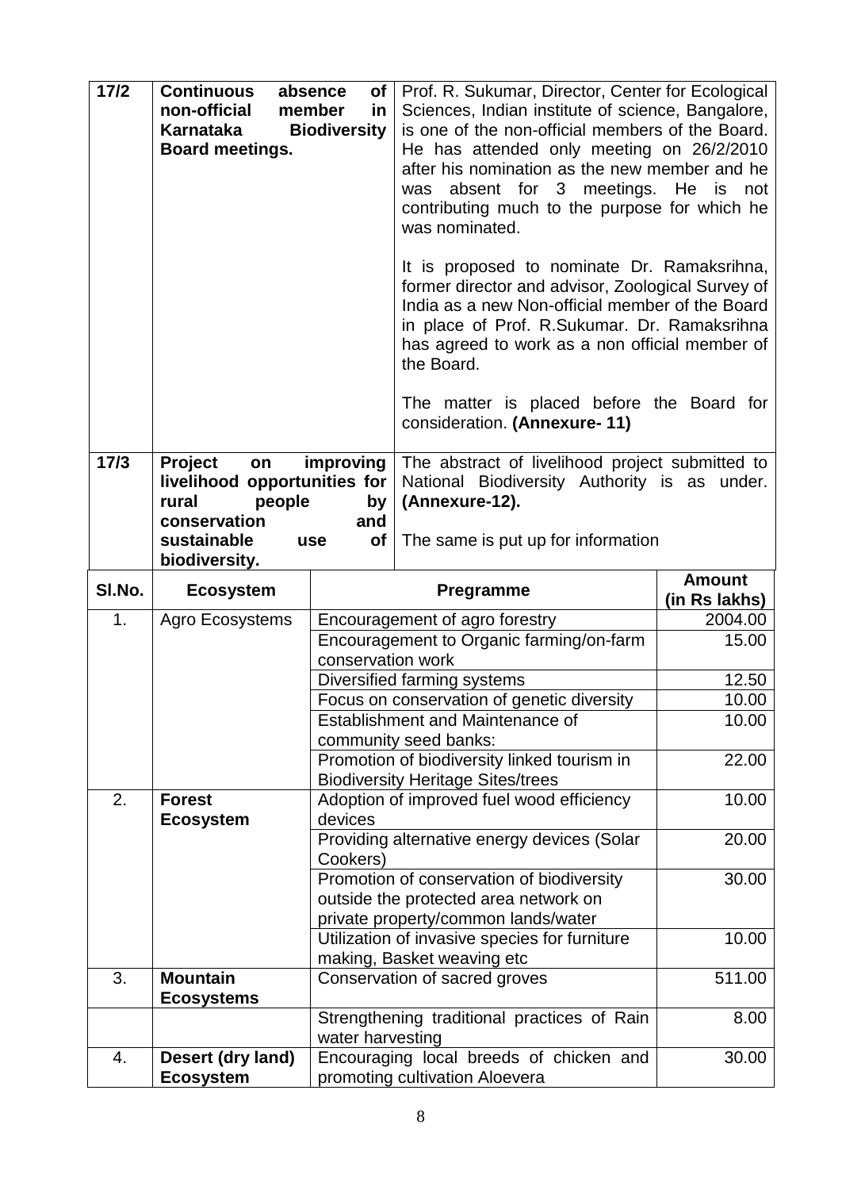| | | |
|---|---|---|
| **17/2** | **Continuous absence of non-official member in Karnataka Biodiversity Board meetings.** | Prof. R. Sukumar, Director, Center for Ecological Sciences, Indian institute of science, Bangalore, is one of the non-official members of the Board. He has attended only meeting on 26/2/2010 after his nomination as the new member and he was absent for 3 meetings. He is not contributing much to the purpose for which he was nominated.<br><br>It is proposed to nominate Dr. Ramaksrihna, former director and advisor, Zoological Survey of India as a new Non-official member of the Board in place of Prof. R.Sukumar. Dr. Ramaksrihna has agreed to work as a non official member of the Board.<br><br>The matter is placed before the Board for consideration. **(Annexure- 11)** |
| **17/3** | **Project on improving livelihood opportunities for rural people by conservation and sustainable use of biodiversity.** | The abstract of livelihood project submitted to National Biodiversity Authority is as under. **(Annexure-12).**<br><br>The same is put up for information |

| Sl.No. | Ecosystem | Pregramme | Amount (in Rs lakhs) |
|---|---|---|---|
| 1. | Agro Ecosystems | Encouragement of agro forestry | 2004.00 |
| | | Encouragement to Organic farming/on-farm conservation work | 15.00 |
| | | Diversified farming systems | 12.50 |
| | | Focus on conservation of genetic diversity | 10.00 |
| | | Establishment and Maintenance of community seed banks: | 10.00 |
| | | Promotion of biodiversity linked tourism in Biodiversity Heritage Sites/trees | 22.00 |
| 2. | **Forest Ecosystem** | Adoption of improved fuel wood efficiency devices | 10.00 |
| | | Providing alternative energy devices (Solar Cookers) | 20.00 |
| | | Promotion of conservation of biodiversity outside the protected area network on private property/common lands/water | 30.00 |
| | | Utilization of invasive species for furniture making, Basket weaving etc | 10.00 |
| 3. | **Mountain Ecosystems** | Conservation of sacred groves | 511.00 |
| | | Strengthening traditional practices of Rain water harvesting | 8.00 |
| 4. | **Desert (dry land) Ecosystem** | Encouraging local breeds of chicken and promoting cultivation Aloevera | 30.00 |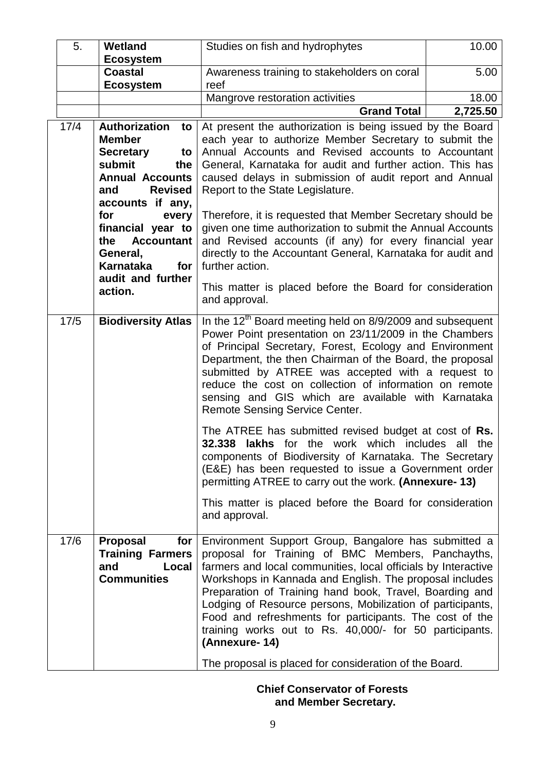| 5. | **Wetland Ecosystem** | Studies on fish and hydrophytes | 10.00 |
|---|---|---|---|
| | **Coastal Ecosystem** | Awareness training to stakeholders on coral reef | 5.00 |
| | | Mangrove restoration activities | 18.00 |
| | | **Grand Total** | **2,725.50** |

| | | |
|---|---|---|
| 17/4 | **Authorization to Member Secretary to submit the Annual Accounts and Revised accounts if any, for every financial year to the Accountant General, Karnataka for audit and further action.** | At present the authorization is being issued by the Board each year to authorize Member Secretary to submit the Annual Accounts and Revised accounts to Accountant General, Karnataka for audit and further action. This has caused delays in submission of audit report and Annual Report to the State Legislature.<br><br>Therefore, it is requested that Member Secretary should be given one time authorization to submit the Annual Accounts and Revised accounts (if any) for every financial year directly to the Accountant General, Karnataka for audit and further action.<br><br>This matter is placed before the Board for consideration and approval. |
| 17/5 | **Biodiversity Atlas** | In the 12th Board meeting held on 8/9/2009 and subsequent Power Point presentation on 23/11/2009 in the Chambers of Principal Secretary, Forest, Ecology and Environment Department, the then Chairman of the Board, the proposal submitted by ATREE was accepted with a request to reduce the cost on collection of information on remote sensing and GIS which are available with Karnataka Remote Sensing Service Center.<br><br>The ATREE has submitted revised budget at cost of **Rs. 32.338 lakhs** for the work which includes all the components of Biodiversity of Karnataka. The Secretary (E&E) has been requested to issue a Government order permitting ATREE to carry out the work. **(Annexure- 13)**<br><br>This matter is placed before the Board for consideration and approval. |
| 17/6 | **Proposal for Training Farmers and Local Communities** | Environment Support Group, Bangalore has submitted a proposal for Training of BMC Members, Panchayths, farmers and local communities, local officials by Interactive Workshops in Kannada and English. The proposal includes Preparation of Training hand book, Travel, Boarding and Lodging of Resource persons, Mobilization of participants, Food and refreshments for participants. The cost of the training works out to Rs. 40,000/- for 50 participants. **(Annexure- 14)**<br><br>The proposal is placed for consideration of the Board. |

**Chief Conservator of Forests and Member Secretary.**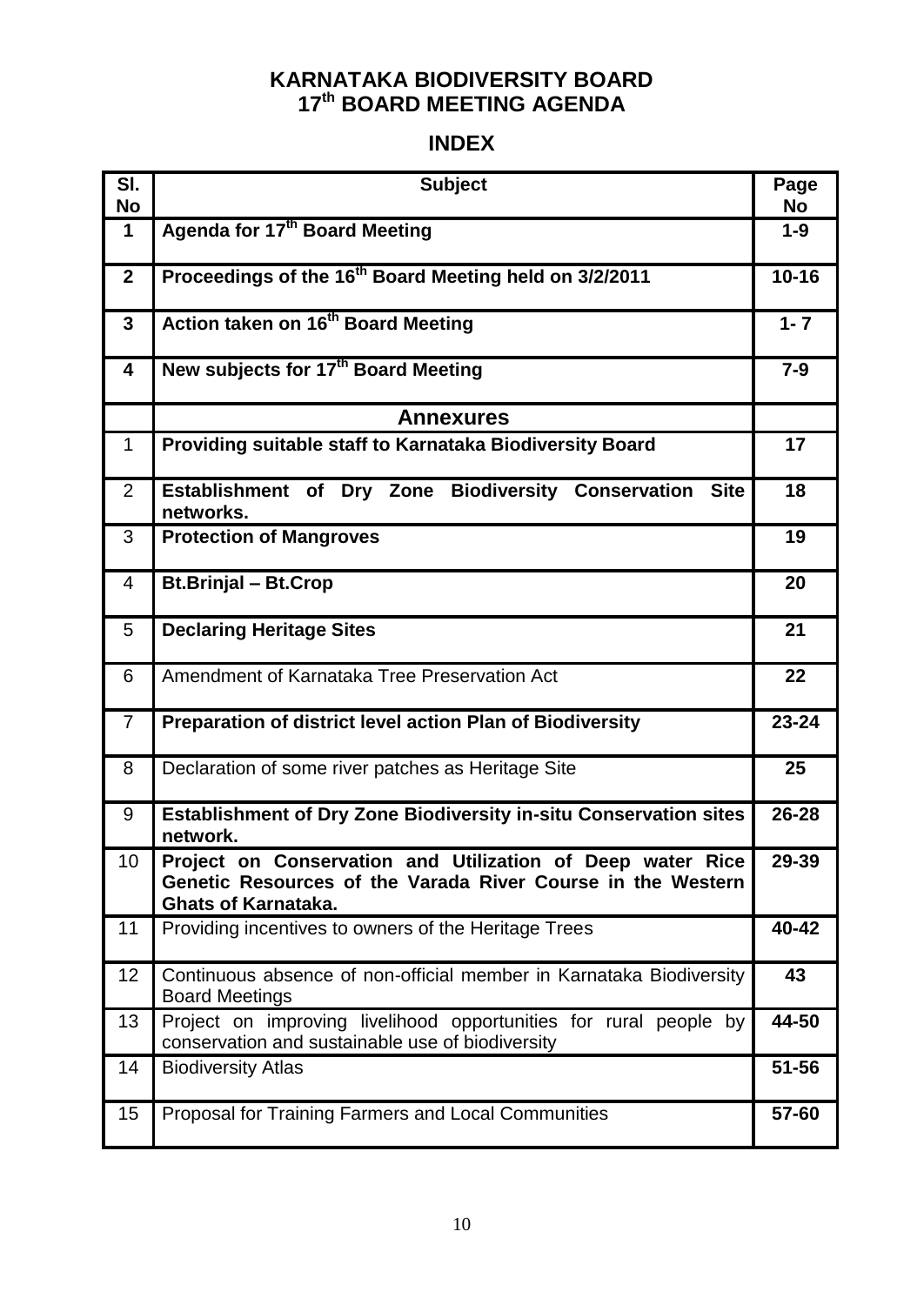# KARNATAKA BIODIVERSITY BOARD
# 17th BOARD MEETING AGENDA

## INDEX

| Sl. No | Subject | Page No |
|---|---|---|
| **1** | **Agenda for 17th Board Meeting** | **1-9** |
| **2** | **Proceedings of the 16th Board Meeting held on 3/2/2011** | **10-16** |
| **3** | **Action taken on 16th Board Meeting** | **1- 7** |
| **4** | **New subjects for 17th Board Meeting** | **7-9** |
| | **Annexures** | |
| 1 | **Providing suitable staff to Karnataka Biodiversity Board** | **17** |
| 2 | **Establishment of Dry Zone Biodiversity Conservation Site networks.** | **18** |
| 3 | **Protection of Mangroves** | **19** |
| 4 | **Bt.Brinjal – Bt.Crop** | **20** |
| 5 | **Declaring Heritage Sites** | **21** |
| 6 | Amendment of Karnataka Tree Preservation Act | **22** |
| 7 | **Preparation of district level action Plan of Biodiversity** | **23-24** |
| 8 | Declaration of some river patches as Heritage Site | **25** |
| 9 | **Establishment of Dry Zone Biodiversity in-situ Conservation sites network.** | **26-28** |
| 10 | **Project on Conservation and Utilization of Deep water Rice Genetic Resources of the Varada River Course in the Western Ghats of Karnataka.** | **29-39** |
| 11 | Providing incentives to owners of the Heritage Trees | **40-42** |
| 12 | Continuous absence of non-official member in Karnataka Biodiversity Board Meetings | **43** |
| 13 | Project on improving livelihood opportunities for rural people by conservation and sustainable use of biodiversity | **44-50** |
| 14 | Biodiversity Atlas | **51-56** |
| 15 | Proposal for Training Farmers and Local Communities | **57-60** |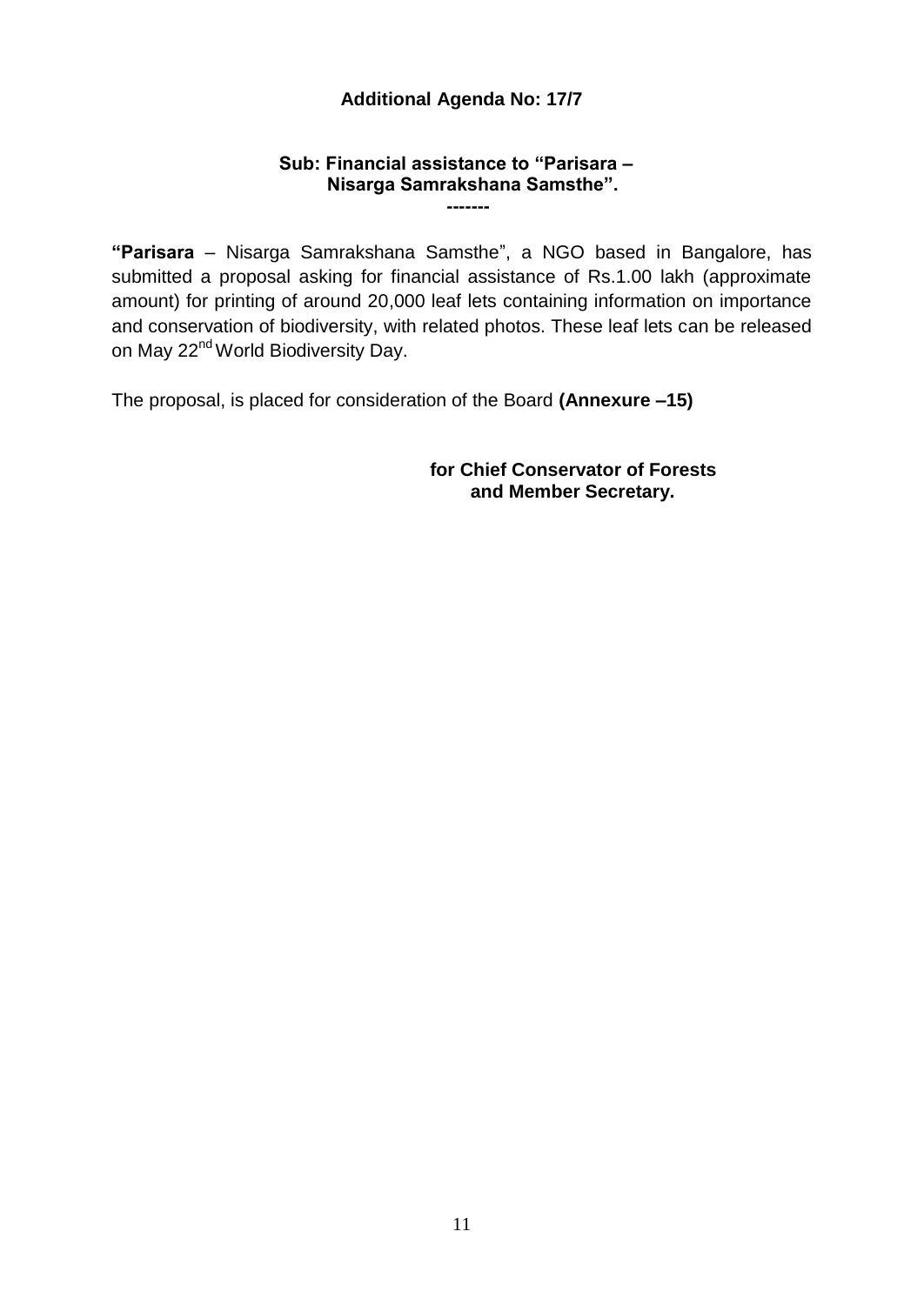**Additional Agenda No: 17/7**

**Sub: Financial assistance to "Parisara – Nisarga Samrakshana Samsthe".**

**-------**

**"Parisara** – Nisarga Samrakshana Samsthe", a NGO based in Bangalore, has submitted a proposal asking for financial assistance of Rs.1.00 lakh (approximate amount) for printing of around 20,000 leaf lets containing information on importance and conservation of biodiversity, with related photos. These leaf lets can be released on May 22nd World Biodiversity Day.

The proposal, is placed for consideration of the Board **(Annexure –15)**

**for Chief Conservator of Forests and Member Secretary.**